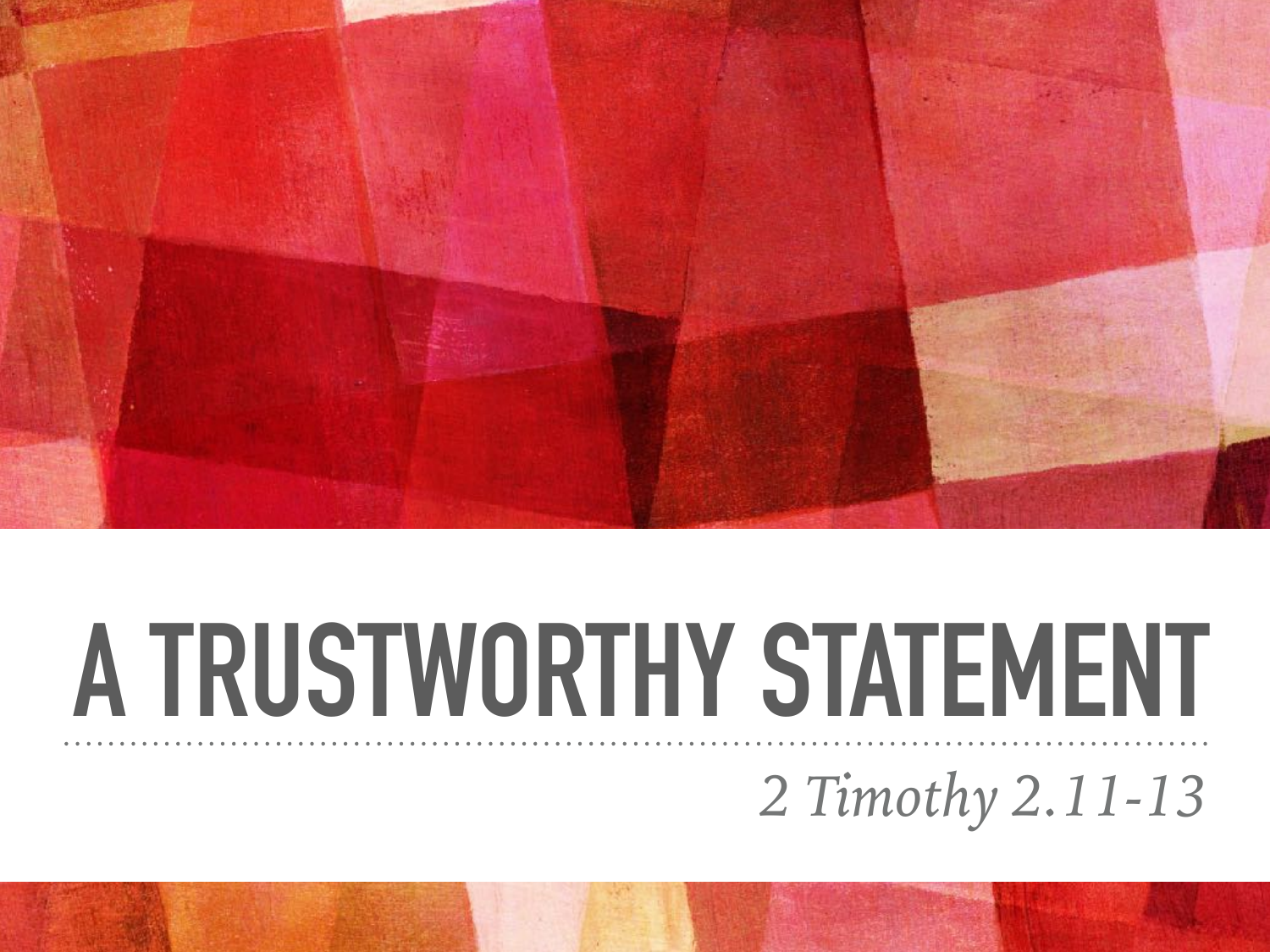# A TRUSTWORTHY STATEMENT

*2 Timothy 2.11-13*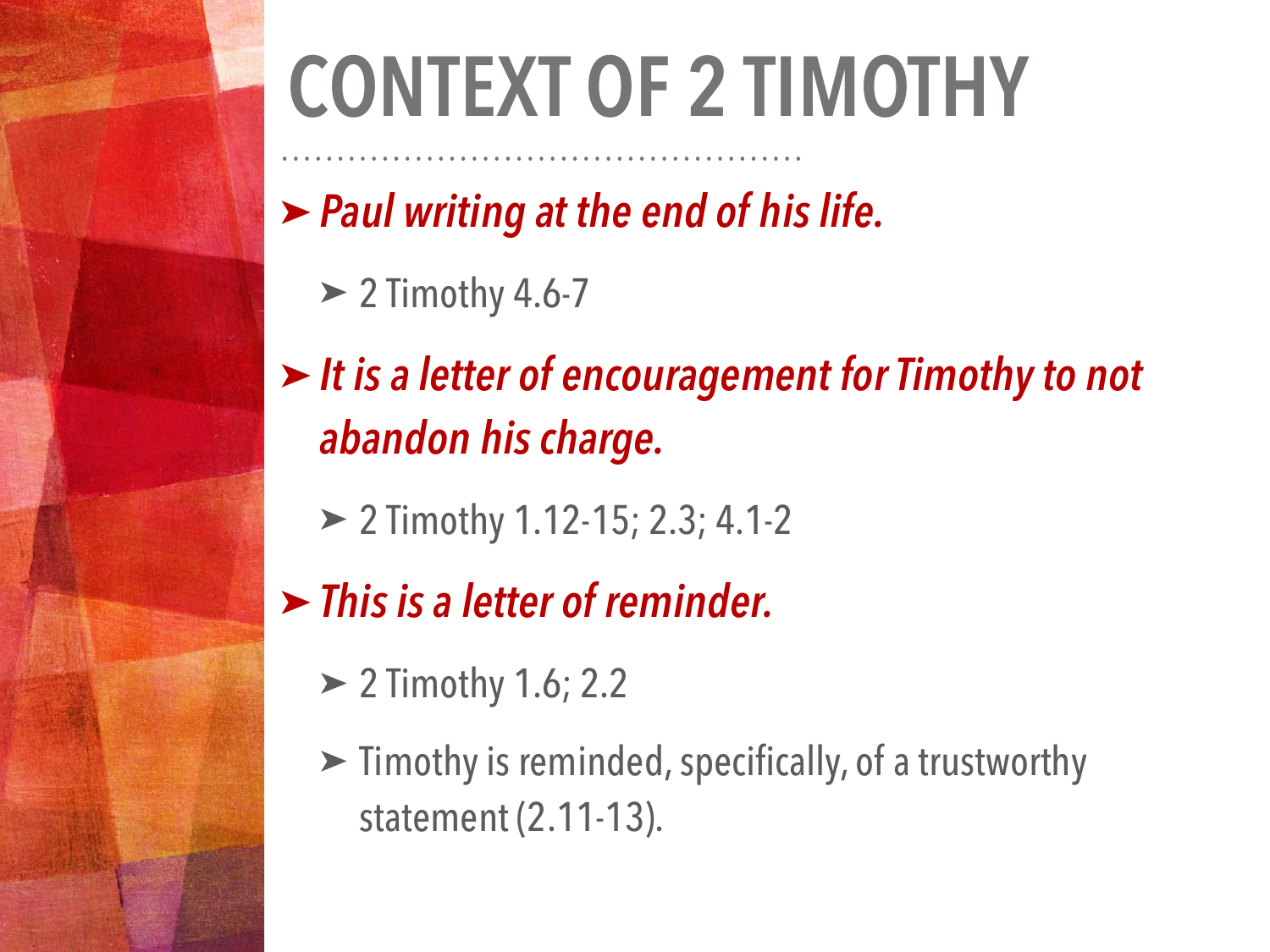# CONTEXT OF 2 TIMOTHY

- ***Paul writing at the end of his life.***
  - 2 Timothy 4.6-7
- ***It is a letter of encouragement for Timothy to not abandon his charge.***
  - 2 Timothy 1.12-15; 2.3; 4.1-2
- ***This is a letter of reminder.***
  - 2 Timothy 1.6; 2.2
  - Timothy is reminded, specifically, of a trustworthy statement (2.11-13).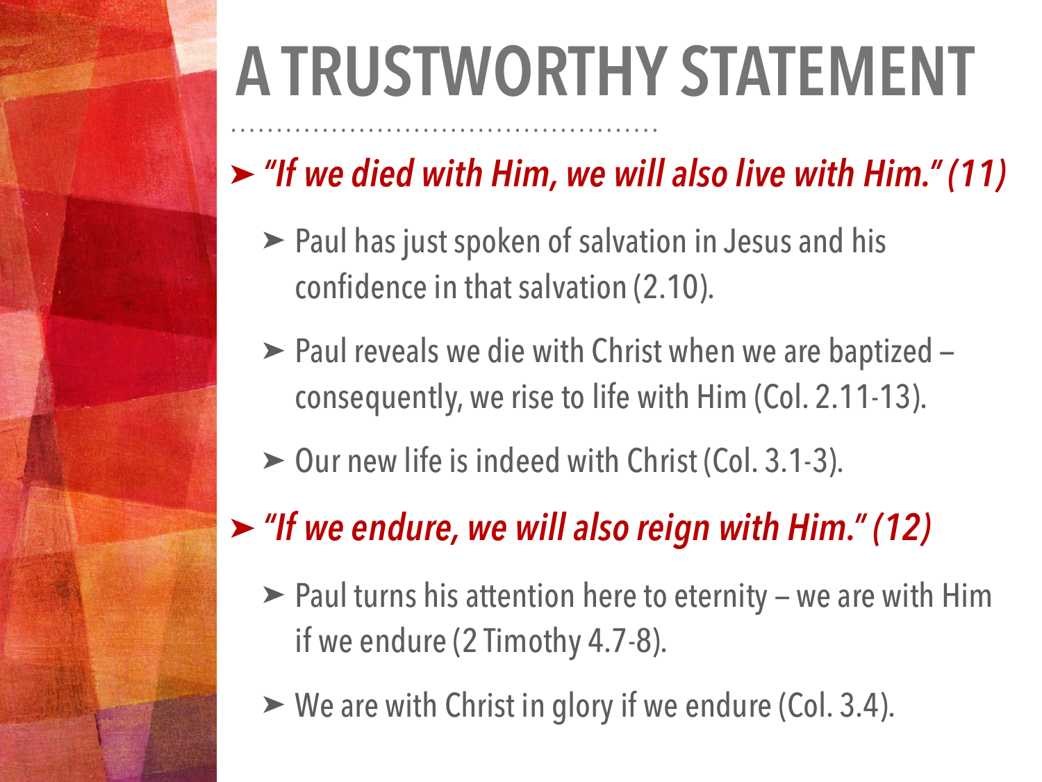# A TRUSTWORTHY STATEMENT

- ***"If we died with Him, we will also live with Him." (11)***
  - Paul has just spoken of salvation in Jesus and his confidence in that salvation (2.10).
  - Paul reveals we die with Christ when we are baptized – consequently, we rise to life with Him (Col. 2.11-13).
  - Our new life is indeed with Christ (Col. 3.1-3).
- ***"If we endure, we will also reign with Him." (12)***
  - Paul turns his attention here to eternity – we are with Him if we endure (2 Timothy 4.7-8).
  - We are with Christ in glory if we endure (Col. 3.4).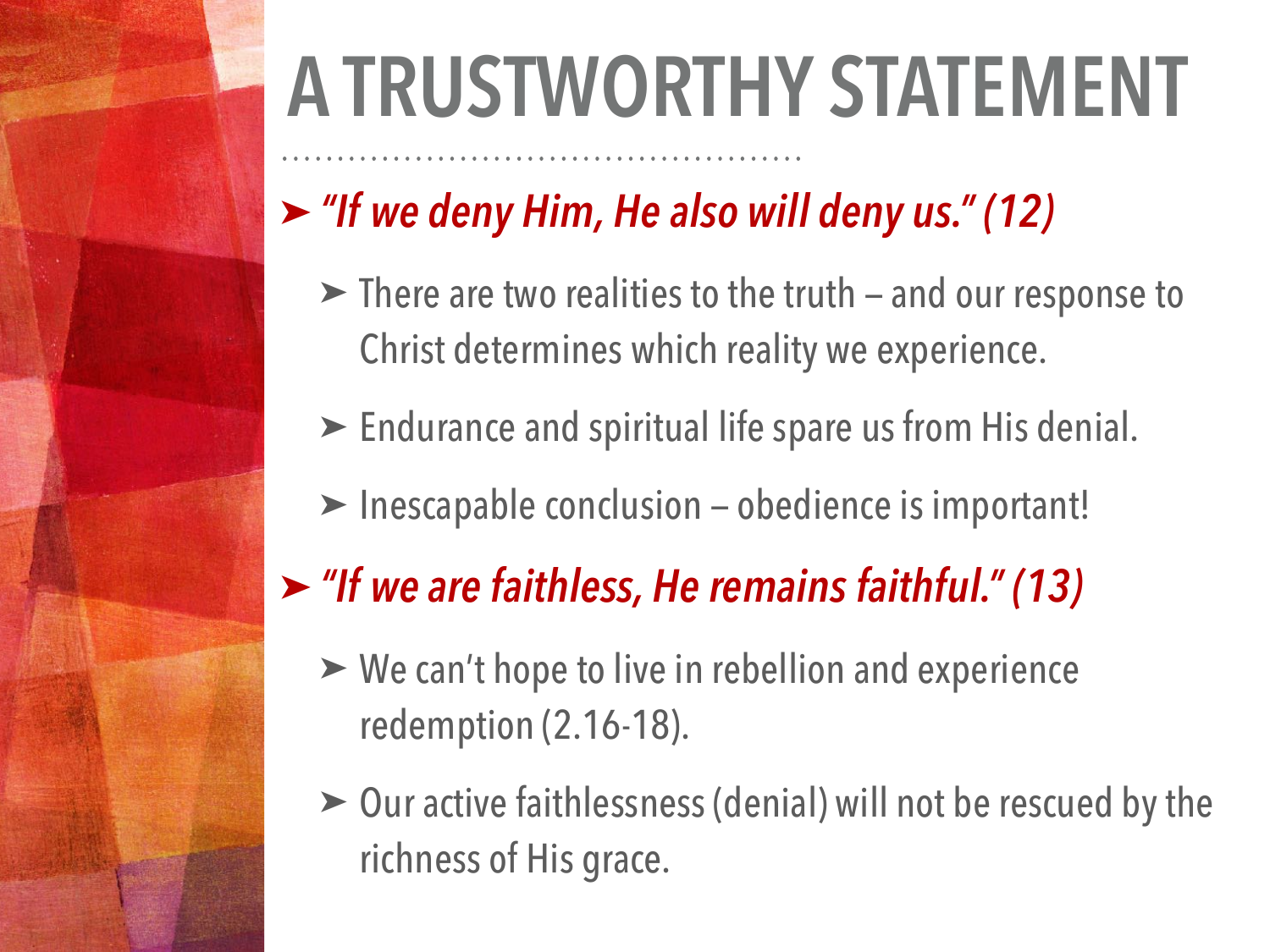# A TRUSTWORTHY STATEMENT

- ***"If we deny Him, He also will deny us." (12)***
  - There are two realities to the truth – and our response to Christ determines which reality we experience.
  - Endurance and spiritual life spare us from His denial.
  - Inescapable conclusion – obedience is important!
- ***"If we are faithless, He remains faithful." (13)***
  - We can't hope to live in rebellion and experience redemption (2.16-18).
  - Our active faithlessness (denial) will not be rescued by the richness of His grace.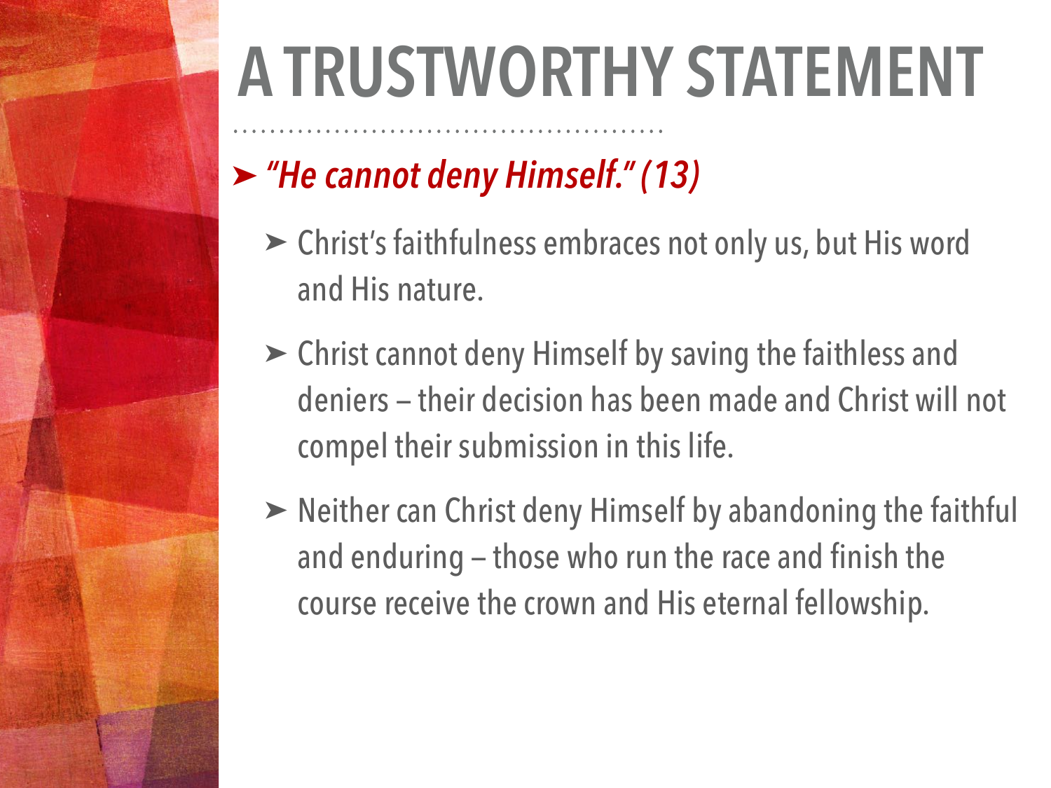# A TRUSTWORTHY STATEMENT

- *"He cannot deny Himself." (13)*
  - Christ's faithfulness embraces not only us, but His word and His nature.
  - Christ cannot deny Himself by saving the faithless and deniers – their decision has been made and Christ will not compel their submission in this life.
  - Neither can Christ deny Himself by abandoning the faithful and enduring – those who run the race and finish the course receive the crown and His eternal fellowship.